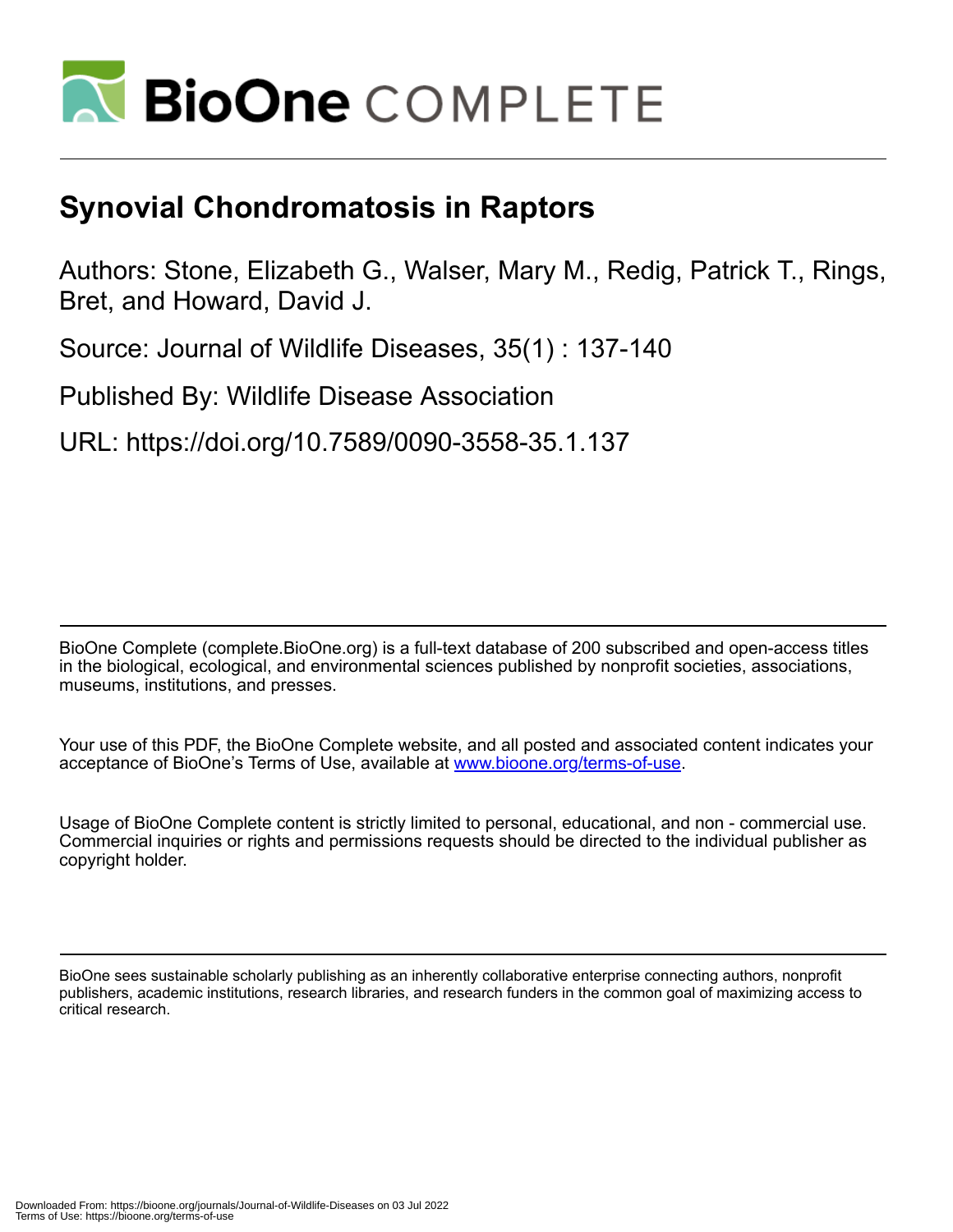# Synovial Chondromatosis in Raptors

Authors: Stone, Elizabeth G., Walser, Mary M., Redig, Patrick T., Rings, Bret, and Howard, David J.

Source: Journal of Wildlife Diseases, 35(1) : 137-140

Published By: Wildlife Disease Association

URL: https://doi.org/10.7589/0090-3558-35.1.137

BioOne Complete (complete.BioOne.org) is a full-text database of 200 subscribed and open-access titles in the biological, ecological, and environmental sciences published by nonprofit societies, associations, museums, institutions, and presses.

Your use of this PDF, the BioOne Complete website, and all posted and associated content indicates your acceptance of BioOne's Terms of Use, available at www.bioone.org/terms-of-use.

Usage of BioOne Complete content is strictly limited to personal, educational, and non - commercial use. Commercial inquiries or rights and permissions requests should be directed to the individual publisher as copyright holder.

BioOne sees sustainable scholarly publishing as an inherently collaborative enterprise connecting authors, nonprofit publishers, academic institutions, research libraries, and research funders in the common goal of maximizing access to critical research.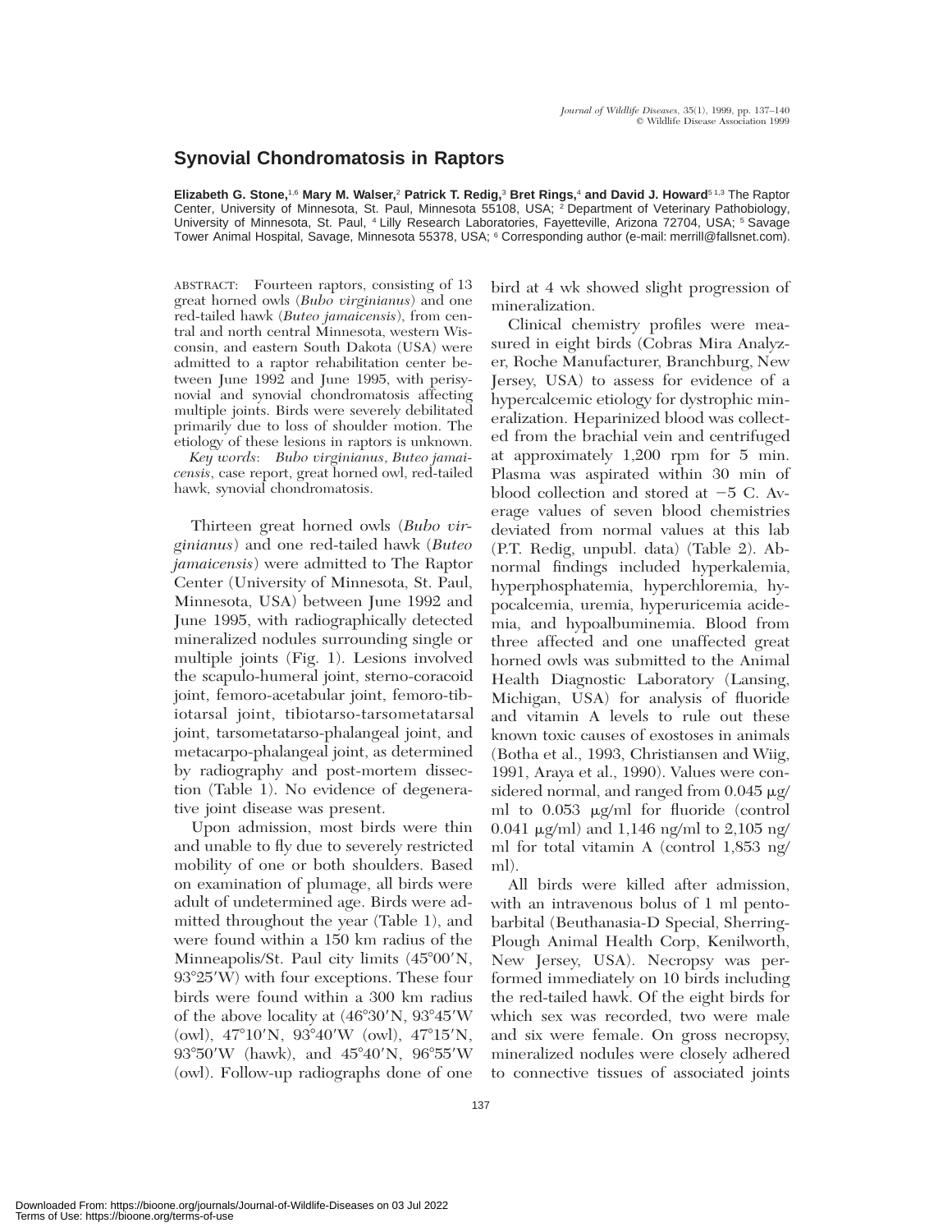# Synovial Chondromatosis in Raptors

**Elizabeth G. Stone,**[1,6] **Mary M. Walser,**[2] **Patrick T. Redig,**[3] **Bret Rings,**[4] **and David J. Howard**[5] [1,3] The Raptor Center, University of Minnesota, St. Paul, Minnesota 55108, USA; [2] Department of Veterinary Pathobiology, University of Minnesota, St. Paul, [4] Lilly Research Laboratories, Fayetteville, Arizona 72704, USA; [5] Savage Tower Animal Hospital, Savage, Minnesota 55378, USA; [6] Corresponding author (e-mail: merrill@fallsnet.com).

ABSTRACT: Fourteen raptors, consisting of 13 great horned owls (*Bubo virginianus*) and one red-tailed hawk (*Buteo jamaicensis*), from central and north central Minnesota, western Wisconsin, and eastern South Dakota (USA) were admitted to a raptor rehabilitation center between June 1992 and June 1995, with perisynovial and synovial chondromatosis affecting multiple joints. Birds were severely debilitated primarily due to loss of shoulder motion. The etiology of these lesions in raptors is unknown.

*Key words*: *Bubo virginianus*, *Buteo jamaicensis*, case report, great horned owl, red-tailed hawk, synovial chondromatosis.

Thirteen great horned owls (*Bubo virginianus*) and one red-tailed hawk (*Buteo jamaicensis*) were admitted to The Raptor Center (University of Minnesota, St. Paul, Minnesota, USA) between June 1992 and June 1995, with radiographically detected mineralized nodules surrounding single or multiple joints (Fig. 1). Lesions involved the scapulo-humeral joint, sterno-coracoid joint, femoro-acetabular joint, femoro-tibiotarsal joint, tibiotarso-tarsometatarsal joint, tarsometatarso-phalangeal joint, and metacarpo-phalangeal joint, as determined by radiography and post-mortem dissection (Table 1). No evidence of degenerative joint disease was present.

Upon admission, most birds were thin and unable to fly due to severely restricted mobility of one or both shoulders. Based on examination of plumage, all birds were adult of undetermined age. Birds were admitted throughout the year (Table 1), and were found within a 150 km radius of the Minneapolis/St. Paul city limits (45°00′N, 93°25′W) with four exceptions. These four birds were found within a 300 km radius of the above locality at (46°30′N, 93°45′W (owl), 47°10′N, 93°40′W (owl), 47°15′N, 93°50′W (hawk), and 45°40′N, 96°55′W (owl). Follow-up radiographs done of one bird at 4 wk showed slight progression of mineralization.

Clinical chemistry profiles were measured in eight birds (Cobras Mira Analyzer, Roche Manufacturer, Branchburg, New Jersey, USA) to assess for evidence of a hypercalcemic etiology for dystrophic mineralization. Heparinized blood was collected from the brachial vein and centrifuged at approximately 1,200 rpm for 5 min. Plasma was aspirated within 30 min of blood collection and stored at −5 C. Average values of seven blood chemistries deviated from normal values at this lab (P.T. Redig, unpubl. data) (Table 2). Abnormal findings included hyperkalemia, hyperphosphatemia, hyperchloremia, hypocalcemia, uremia, hyperuricemia acidemia, and hypoalbuminemia. Blood from three affected and one unaffected great horned owls was submitted to the Animal Health Diagnostic Laboratory (Lansing, Michigan, USA) for analysis of fluoride and vitamin A levels to rule out these known toxic causes of exostoses in animals (Botha et al., 1993, Christiansen and Wiig, 1991, Araya et al., 1990). Values were considered normal, and ranged from 0.045 μg/ml to 0.053 μg/ml for fluoride (control 0.041 μg/ml) and 1,146 ng/ml to 2,105 ng/ml for total vitamin A (control 1,853 ng/ml).

All birds were killed after admission, with an intravenous bolus of 1 ml pentobarbital (Beuthanasia-D Special, Sherring-Plough Animal Health Corp, Kenilworth, New Jersey, USA). Necropsy was performed immediately on 10 birds including the red-tailed hawk. Of the eight birds for which sex was recorded, two were male and six were female. On gross necropsy, mineralized nodules were closely adhered to connective tissues of associated joints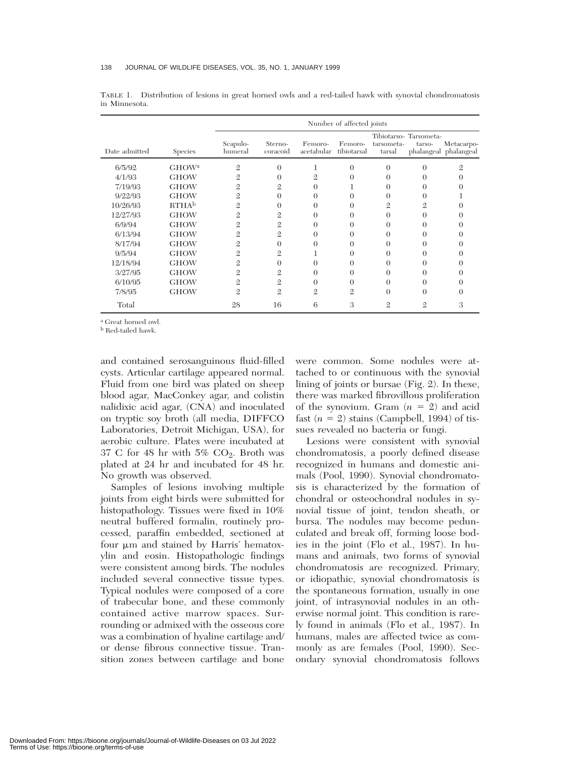TABLE 1. Distribution of lesions in great horned owls and a red-tailed hawk with synovial chondromatosis in Minnesota.

| Date admitted | Species | Number of affected joints | | | | | | |
|---|---|---|---|---|---|---|---|---|
| | | Scapulo-humeral | Sterno-coracoid | Femoro-acetabular | Femoro-tibiotarsal | Tibiotarso-tarsometa-tarsal | Tarsometa-tarso-phalangeal | Metacarpo-phalangeal |
| 6/5/92 | GHOW[a] | 2 | 0 | 1 | 0 | 0 | 0 | 2 |
| 4/1/93 | GHOW | 2 | 0 | 2 | 0 | 0 | 0 | 0 |
| 7/19/93 | GHOW | 2 | 2 | 0 | 1 | 0 | 0 | 0 |
| 9/22/93 | GHOW | 2 | 0 | 0 | 0 | 0 | 0 | 1 |
| 10/26/93 | RTHA[b] | 2 | 0 | 0 | 0 | 2 | 2 | 0 |
| 12/27/93 | GHOW | 2 | 2 | 0 | 0 | 0 | 0 | 0 |
| 6/9/94 | GHOW | 2 | 2 | 0 | 0 | 0 | 0 | 0 |
| 6/13/94 | GHOW | 2 | 2 | 0 | 0 | 0 | 0 | 0 |
| 8/17/94 | GHOW | 2 | 0 | 0 | 0 | 0 | 0 | 0 |
| 9/5/94 | GHOW | 2 | 2 | 1 | 0 | 0 | 0 | 0 |
| 12/18/94 | GHOW | 2 | 0 | 0 | 0 | 0 | 0 | 0 |
| 3/27/95 | GHOW | 2 | 2 | 0 | 0 | 0 | 0 | 0 |
| 6/10/95 | GHOW | 2 | 2 | 0 | 0 | 0 | 0 | 0 |
| 7/8/95 | GHOW | 2 | 2 | 2 | 2 | 0 | 0 | 0 |
| Total | | 28 | 16 | 6 | 3 | 2 | 2 | 3 |

[a] Great horned owl.
[b] Red-tailed hawk.

and contained serosanguinous fluid-filled cysts. Articular cartilage appeared normal. Fluid from one bird was plated on sheep blood agar, MacConkey agar, and colistin nalidixic acid agar, (CNA) and inoculated on tryptic soy broth (all media, DIFFCO Laboratories, Detroit Michigan, USA), for aerobic culture. Plates were incubated at 37 C for 48 hr with 5% $CO_2$. Broth was plated at 24 hr and incubated for 48 hr. No growth was observed.

Samples of lesions involving multiple joints from eight birds were submitted for histopathology. Tissues were fixed in 10% neutral buffered formalin, routinely processed, paraffin embedded, sectioned at four μm and stained by Harris' hematoxylin and eosin. Histopathologic findings were consistent among birds. The nodules included several connective tissue types. Typical nodules were composed of a core of trabecular bone, and these commonly contained active marrow spaces. Surrounding or admixed with the osseous core was a combination of hyaline cartilage and/or dense fibrous connective tissue. Transition zones between cartilage and bone were common. Some nodules were attached to or continuous with the synovial lining of joints or bursae (Fig. 2). In these, there was marked fibrovillous proliferation of the synovium. Gram ($n = 2$) and acid fast ($n = 2$) stains (Campbell, 1994) of tissues revealed no bacteria or fungi.

Lesions were consistent with synovial chondromatosis, a poorly defined disease recognized in humans and domestic animals (Pool, 1990). Synovial chondromatosis is characterized by the formation of chondral or osteochondral nodules in synovial tissue of joint, tendon sheath, or bursa. The nodules may become pedunculated and break off, forming loose bodies in the joint (Flo et al., 1987). In humans and animals, two forms of synovial chondromatosis are recognized. Primary, or idiopathic, synovial chondromatosis is the spontaneous formation, usually in one joint, of intrasynovial nodules in an otherwise normal joint. This condition is rarely found in animals (Flo et al., 1987). In humans, males are affected twice as commonly as are females (Pool, 1990). Secondary synovial chondromatosis follows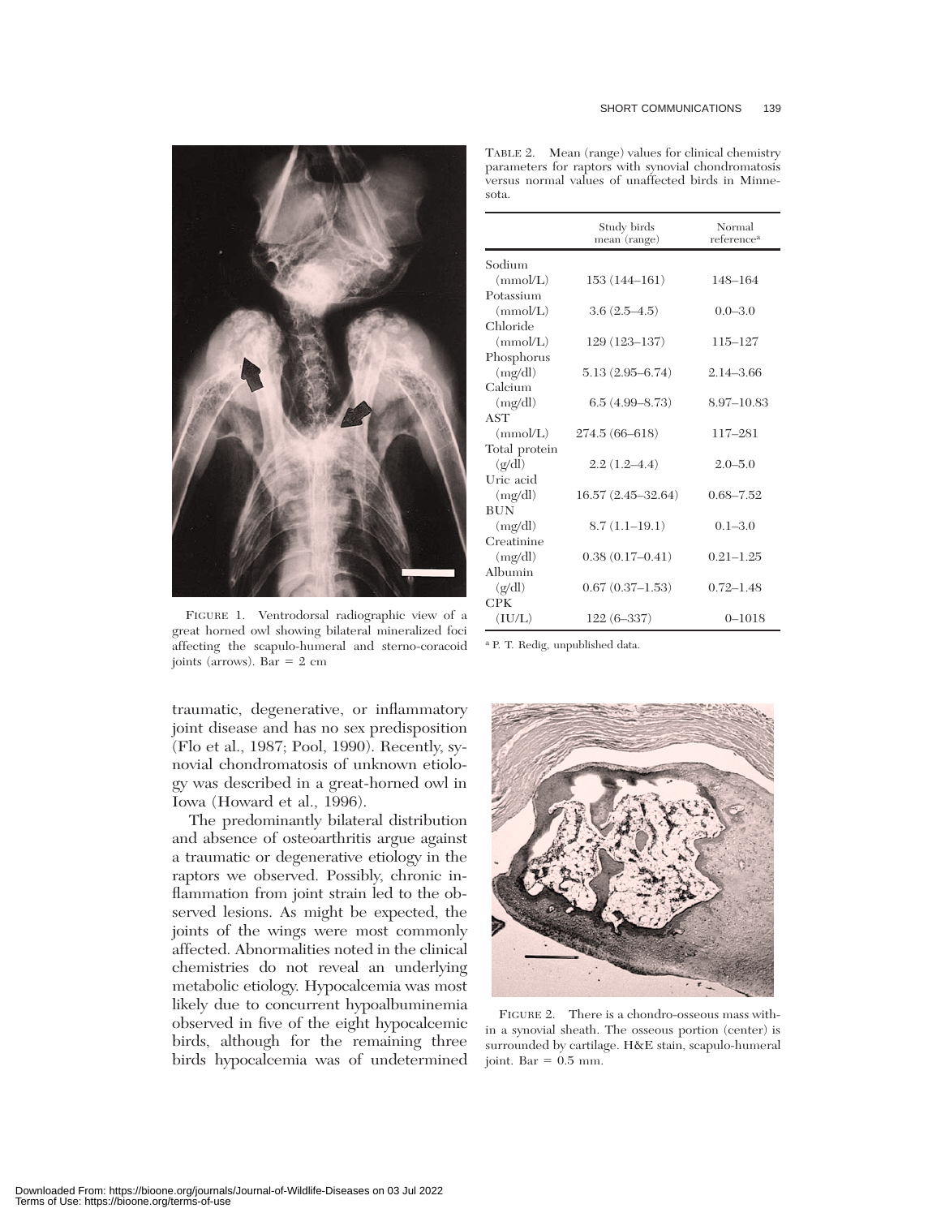FIGURE 1. Ventrodorsal radiographic view of a great horned owl showing bilateral mineralized foci affecting the scapulo-humeral and sterno-coracoid joints (arrows). Bar = 2 cm

TABLE 2. Mean (range) values for clinical chemistry parameters for raptors with synovial chondromatosis versus normal values of unaffected birds in Minnesota.

| | Study birds mean (range) | Normal reference[a] |
|---|---|---|
| Sodium (mmol/L) | 153 (144–161) | 148–164 |
| Potassium (mmol/L) | 3.6 (2.5–4.5) | 0.0–3.0 |
| Chloride (mmol/L) | 129 (123–137) | 115–127 |
| Phosphorus (mg/dl) | 5.13 (2.95–6.74) | 2.14–3.66 |
| Calcium (mg/dl) | 6.5 (4.99–8.73) | 8.97–10.83 |
| AST (mmol/L) | 274.5 (66–618) | 117–281 |
| Total protein (g/dl) | 2.2 (1.2–4.4) | 2.0–5.0 |
| Uric acid (mg/dl) | 16.57 (2.45–32.64) | 0.68–7.52 |
| BUN (mg/dl) | 8.7 (1.1–19.1) | 0.1–3.0 |
| Creatinine (mg/dl) | 0.38 (0.17–0.41) | 0.21–1.25 |
| Albumin (g/dl) | 0.67 (0.37–1.53) | 0.72–1.48 |
| CPK (IU/L) | 122 (6–337) | 0–1018 |

[a] P. T. Redig, unpublished data.

traumatic, degenerative, or inflammatory joint disease and has no sex predisposition (Flo et al., 1987; Pool, 1990). Recently, synovial chondromatosis of unknown etiology was described in a great-horned owl in Iowa (Howard et al., 1996).

The predominantly bilateral distribution and absence of osteoarthritis argue against a traumatic or degenerative etiology in the raptors we observed. Possibly, chronic inflammation from joint strain led to the observed lesions. As might be expected, the joints of the wings were most commonly affected. Abnormalities noted in the clinical chemistries do not reveal an underlying metabolic etiology. Hypocalcemia was most likely due to concurrent hypoalbuminemia observed in five of the eight hypocalcemic birds, although for the remaining three birds hypocalcemia was of undetermined

FIGURE 2. There is a chondro-osseous mass within a synovial sheath. The osseous portion (center) is surrounded by cartilage. H&E stain, scapulo-humeral joint. Bar = 0.5 mm.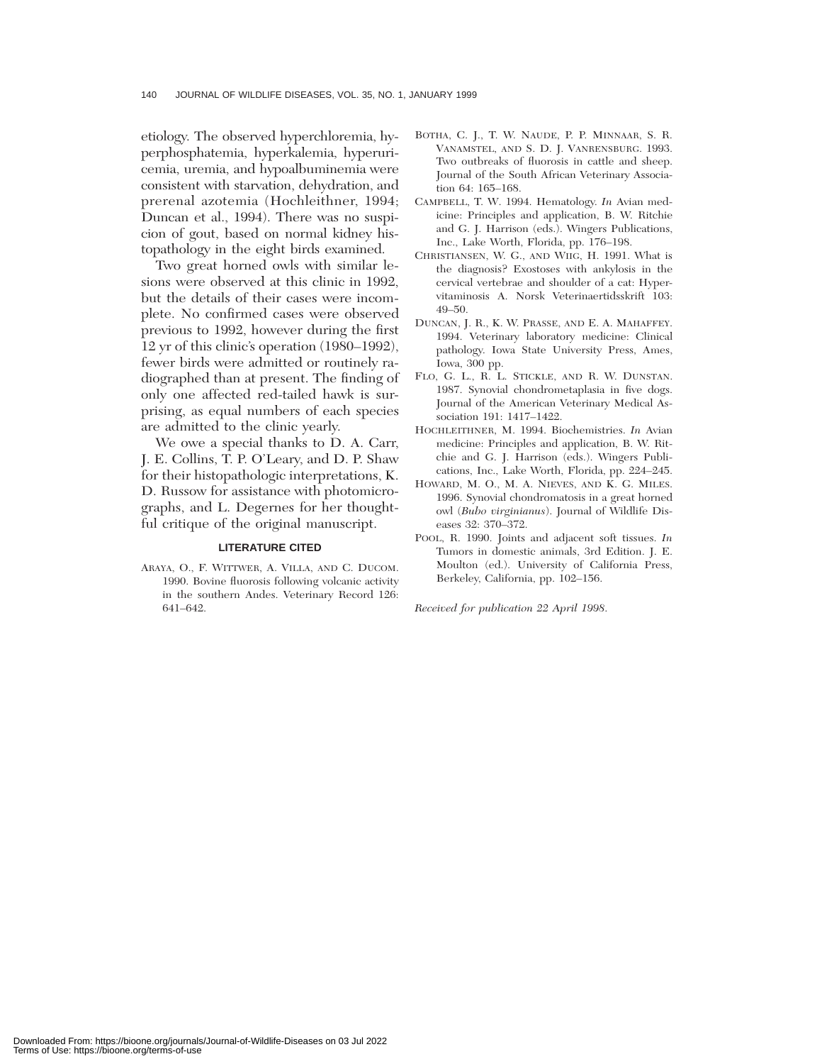etiology. The observed hyperchloremia, hyperphosphatemia, hyperkalemia, hyperuricemia, uremia, and hypoalbuminemia were consistent with starvation, dehydration, and prerenal azotemia (Hochleithner, 1994; Duncan et al., 1994). There was no suspicion of gout, based on normal kidney histopathology in the eight birds examined.

Two great horned owls with similar lesions were observed at this clinic in 1992, but the details of their cases were incomplete. No confirmed cases were observed previous to 1992, however during the first 12 yr of this clinic's operation (1980–1992), fewer birds were admitted or routinely radiographed than at present. The finding of only one affected red-tailed hawk is surprising, as equal numbers of each species are admitted to the clinic yearly.

We owe a special thanks to D. A. Carr, J. E. Collins, T. P. O'Leary, and D. P. Shaw for their histopathologic interpretations, K. D. Russow for assistance with photomicrographs, and L. Degernes for her thoughtful critique of the original manuscript.

## LITERATURE CITED

ARAYA, O., F. WITTWER, A. VILLA, AND C. DUCOM. 1990. Bovine fluorosis following volcanic activity in the southern Andes. Veterinary Record 126: 641–642.

BOTHA, C. J., T. W. NAUDE, P. P. MINNAAR, S. R. VANAMSTEL, AND S. D. J. VANRENSBURG. 1993. Two outbreaks of fluorosis in cattle and sheep. Journal of the South African Veterinary Association 64: 165–168.

CAMPBELL, T. W. 1994. Hematology. *In* Avian medicine: Principles and application, B. W. Ritchie and G. J. Harrison (eds.). Wingers Publications, Inc., Lake Worth, Florida, pp. 176–198.

CHRISTIANSEN, W. G., AND WIIG, H. 1991. What is the diagnosis? Exostoses with ankylosis in the cervical vertebrae and shoulder of a cat: Hypervitaminosis A. Norsk Veterinaertidsskrift 103: 49–50.

DUNCAN, J. R., K. W. PRASSE, AND E. A. MAHAFFEY. 1994. Veterinary laboratory medicine: Clinical pathology. Iowa State University Press, Ames, Iowa, 300 pp.

FLO, G. L., R. L. STICKLE, AND R. W. DUNSTAN. 1987. Synovial chondrometaplasia in five dogs. Journal of the American Veterinary Medical Association 191: 1417–1422.

HOCHLEITHNER, M. 1994. Biochemistries. *In* Avian medicine: Principles and application, B. W. Ritchie and G. J. Harrison (eds.). Wingers Publications, Inc., Lake Worth, Florida, pp. 224–245.

HOWARD, M. O., M. A. NIEVES, AND K. G. MILES. 1996. Synovial chondromatosis in a great horned owl (*Bubo virginianus*). Journal of Wildlife Diseases 32: 370–372.

POOL, R. 1990. Joints and adjacent soft tissues. *In* Tumors in domestic animals, 3rd Edition. J. E. Moulton (ed.). University of California Press, Berkeley, California, pp. 102–156.

*Received for publication 22 April 1998.*